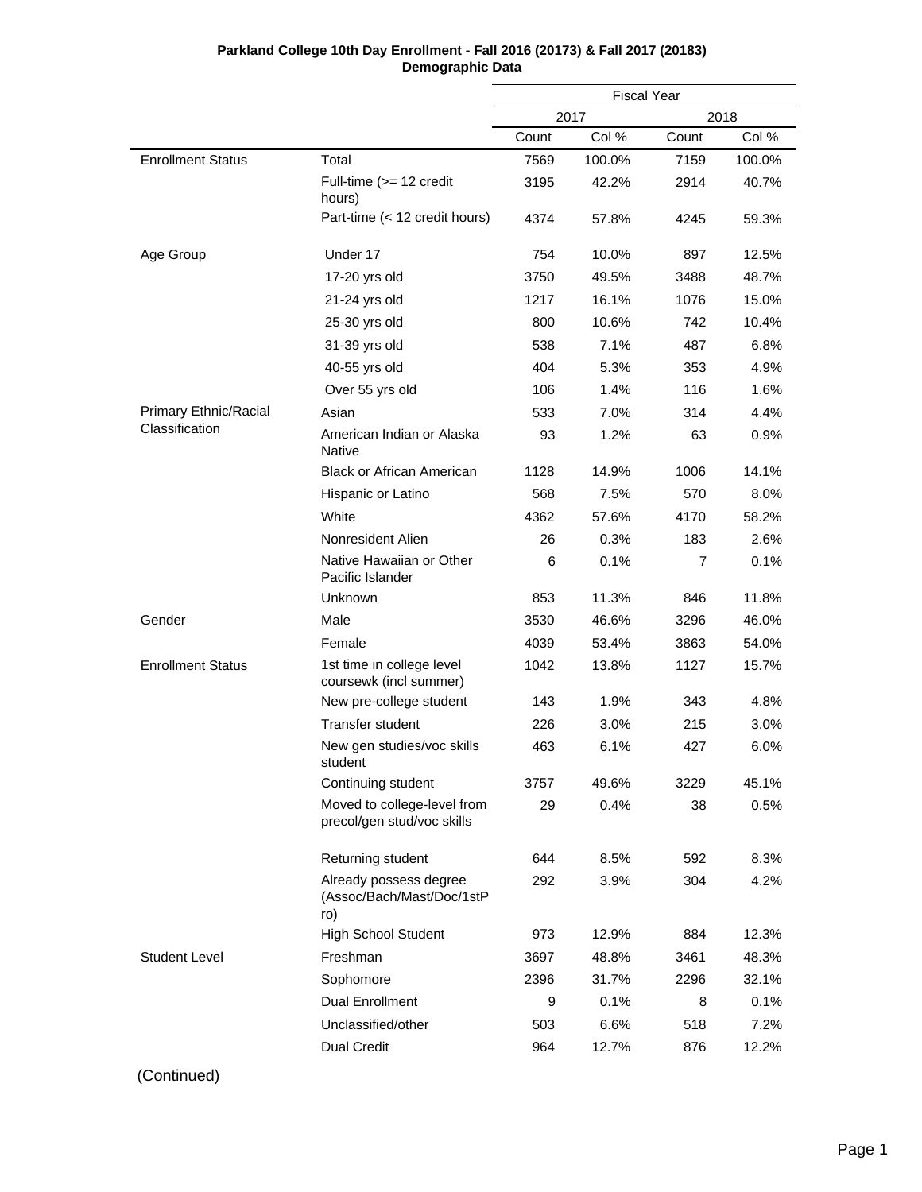**Parkland College 10th Day Enrollment - Fall 2016 (20173) & Fall 2017 (20183)**
**Demographic Data**

| | | Fiscal Year | | | |
|---|---|---|---|---|---|
| | | 2017 | | 2018 | |
| | | Count | Col % | Count | Col % |
| Enrollment Status | Total | 7569 | 100.0% | 7159 | 100.0% |
| | Full-time (>= 12 credit hours) | 3195 | 42.2% | 2914 | 40.7% |
| | Part-time (< 12 credit hours) | 4374 | 57.8% | 4245 | 59.3% |
| Age Group | Under 17 | 754 | 10.0% | 897 | 12.5% |
| | 17-20 yrs old | 3750 | 49.5% | 3488 | 48.7% |
| | 21-24 yrs old | 1217 | 16.1% | 1076 | 15.0% |
| | 25-30 yrs old | 800 | 10.6% | 742 | 10.4% |
| | 31-39 yrs old | 538 | 7.1% | 487 | 6.8% |
| | 40-55 yrs old | 404 | 5.3% | 353 | 4.9% |
| | Over 55 yrs old | 106 | 1.4% | 116 | 1.6% |
| Primary Ethnic/Racial Classification | Asian | 533 | 7.0% | 314 | 4.4% |
| | American Indian or Alaska Native | 93 | 1.2% | 63 | 0.9% |
| | Black or African American | 1128 | 14.9% | 1006 | 14.1% |
| | Hispanic or Latino | 568 | 7.5% | 570 | 8.0% |
| | White | 4362 | 57.6% | 4170 | 58.2% |
| | Nonresident Alien | 26 | 0.3% | 183 | 2.6% |
| | Native Hawaiian or Other Pacific Islander | 6 | 0.1% | 7 | 0.1% |
| | Unknown | 853 | 11.3% | 846 | 11.8% |
| Gender | Male | 3530 | 46.6% | 3296 | 46.0% |
| | Female | 4039 | 53.4% | 3863 | 54.0% |
| Enrollment Status | 1st time in college level coursewk (incl summer) | 1042 | 13.8% | 1127 | 15.7% |
| | New pre-college student | 143 | 1.9% | 343 | 4.8% |
| | Transfer student | 226 | 3.0% | 215 | 3.0% |
| | New gen studies/voc skills student | 463 | 6.1% | 427 | 6.0% |
| | Continuing student | 3757 | 49.6% | 3229 | 45.1% |
| | Moved to college-level from precol/gen stud/voc skills | 29 | 0.4% | 38 | 0.5% |
| | Returning student | 644 | 8.5% | 592 | 8.3% |
| | Already possess degree (Assoc/Bach/Mast/Doc/1stPro) | 292 | 3.9% | 304 | 4.2% |
| | High School Student | 973 | 12.9% | 884 | 12.3% |
| Student Level | Freshman | 3697 | 48.8% | 3461 | 48.3% |
| | Sophomore | 2396 | 31.7% | 2296 | 32.1% |
| | Dual Enrollment | 9 | 0.1% | 8 | 0.1% |
| | Unclassified/other | 503 | 6.6% | 518 | 7.2% |
| | Dual Credit | 964 | 12.7% | 876 | 12.2% |

(Continued)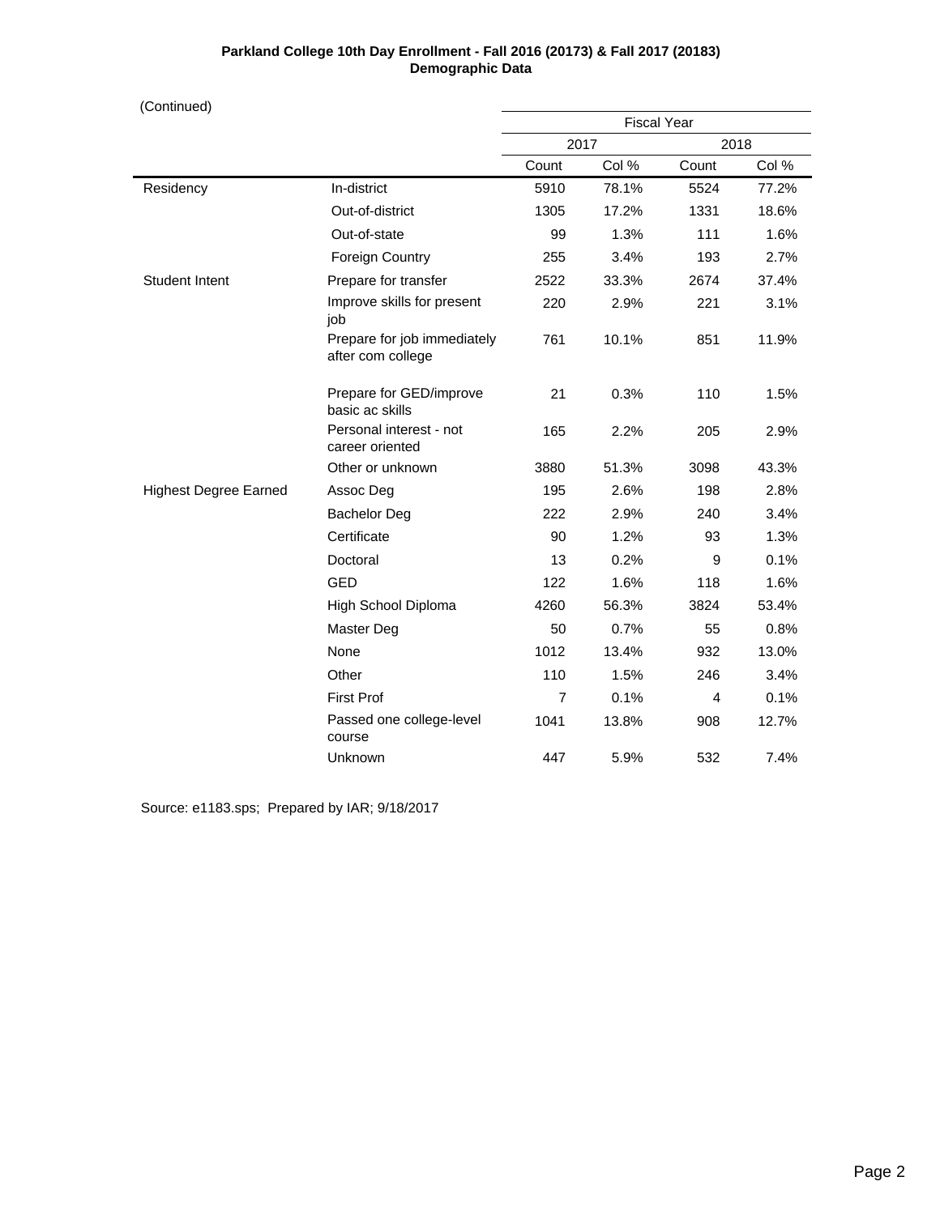**Parkland College 10th Day Enrollment - Fall 2016 (20173) & Fall 2017 (20183)**
**Demographic Data**

(Continued)

| | | Fiscal Year | | | |
|---|---|---|---|---|---|
| | | 2017 | | 2018 | |
| | | Count | Col % | Count | Col % |
| Residency | In-district | 5910 | 78.1% | 5524 | 77.2% |
| | Out-of-district | 1305 | 17.2% | 1331 | 18.6% |
| | Out-of-state | 99 | 1.3% | 111 | 1.6% |
| | Foreign Country | 255 | 3.4% | 193 | 2.7% |
| Student Intent | Prepare for transfer | 2522 | 33.3% | 2674 | 37.4% |
| | Improve skills for present job | 220 | 2.9% | 221 | 3.1% |
| | Prepare for job immediately after com college | 761 | 10.1% | 851 | 11.9% |
| | Prepare for GED/improve basic ac skills | 21 | 0.3% | 110 | 1.5% |
| | Personal interest - not career oriented | 165 | 2.2% | 205 | 2.9% |
| | Other or unknown | 3880 | 51.3% | 3098 | 43.3% |
| Highest Degree Earned | Assoc Deg | 195 | 2.6% | 198 | 2.8% |
| | Bachelor Deg | 222 | 2.9% | 240 | 3.4% |
| | Certificate | 90 | 1.2% | 93 | 1.3% |
| | Doctoral | 13 | 0.2% | 9 | 0.1% |
| | GED | 122 | 1.6% | 118 | 1.6% |
| | High School Diploma | 4260 | 56.3% | 3824 | 53.4% |
| | Master Deg | 50 | 0.7% | 55 | 0.8% |
| | None | 1012 | 13.4% | 932 | 13.0% |
| | Other | 110 | 1.5% | 246 | 3.4% |
| | First Prof | 7 | 0.1% | 4 | 0.1% |
| | Passed one college-level course | 1041 | 13.8% | 908 | 12.7% |
| | Unknown | 447 | 5.9% | 532 | 7.4% |

Source: e1183.sps; Prepared by IAR; 9/18/2017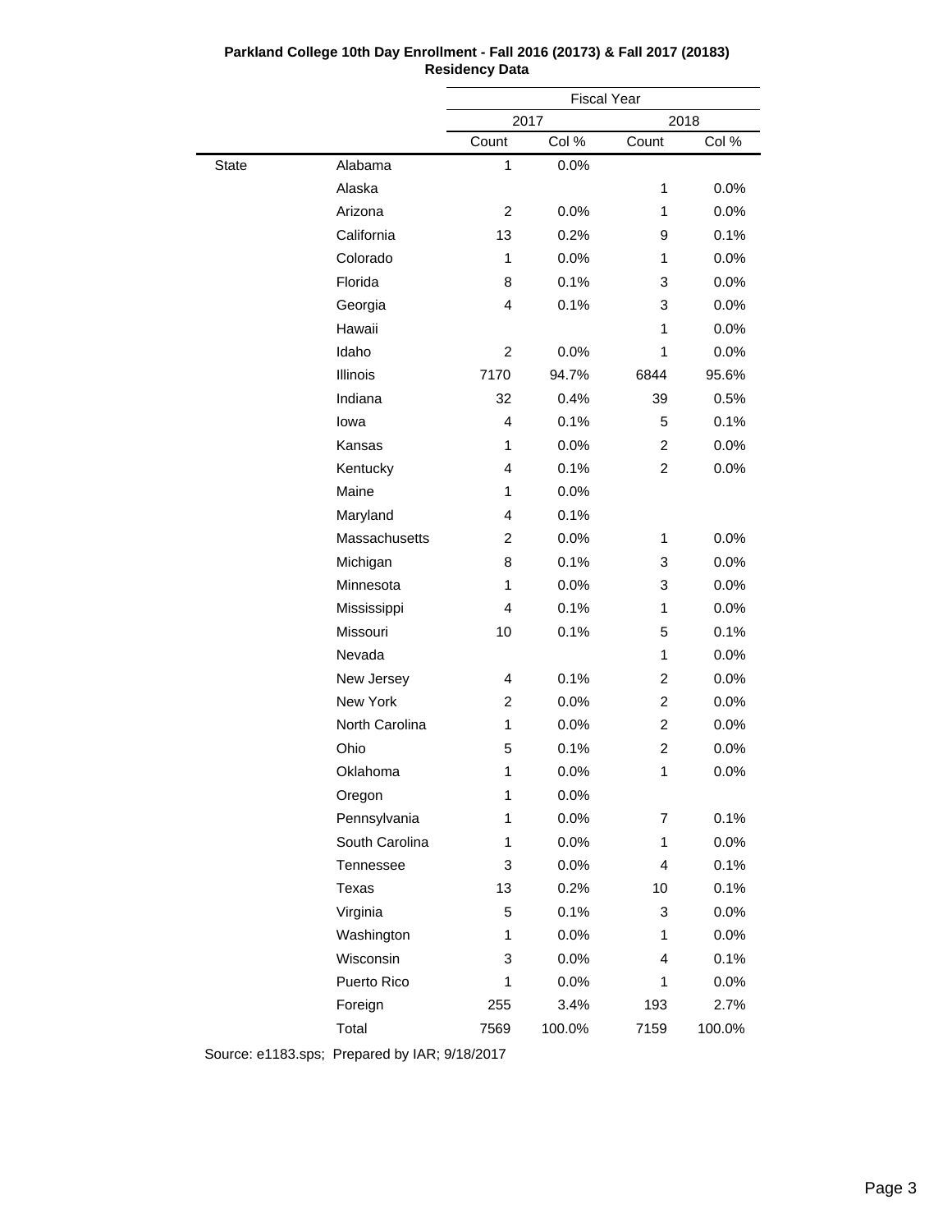**Parkland College 10th Day Enrollment - Fall 2016 (20173) & Fall 2017 (20183)**
**Residency Data**

| | | Fiscal Year | | | |
|---|---|---|---|---|---|
| | | 2017 | | 2018 | |
| | | Count | Col % | Count | Col % |
| State | Alabama | 1 | 0.0% | | |
| | Alaska | | | 1 | 0.0% |
| | Arizona | 2 | 0.0% | 1 | 0.0% |
| | California | 13 | 0.2% | 9 | 0.1% |
| | Colorado | 1 | 0.0% | 1 | 0.0% |
| | Florida | 8 | 0.1% | 3 | 0.0% |
| | Georgia | 4 | 0.1% | 3 | 0.0% |
| | Hawaii | | | 1 | 0.0% |
| | Idaho | 2 | 0.0% | 1 | 0.0% |
| | Illinois | 7170 | 94.7% | 6844 | 95.6% |
| | Indiana | 32 | 0.4% | 39 | 0.5% |
| | Iowa | 4 | 0.1% | 5 | 0.1% |
| | Kansas | 1 | 0.0% | 2 | 0.0% |
| | Kentucky | 4 | 0.1% | 2 | 0.0% |
| | Maine | 1 | 0.0% | | |
| | Maryland | 4 | 0.1% | | |
| | Massachusetts | 2 | 0.0% | 1 | 0.0% |
| | Michigan | 8 | 0.1% | 3 | 0.0% |
| | Minnesota | 1 | 0.0% | 3 | 0.0% |
| | Mississippi | 4 | 0.1% | 1 | 0.0% |
| | Missouri | 10 | 0.1% | 5 | 0.1% |
| | Nevada | | | 1 | 0.0% |
| | New Jersey | 4 | 0.1% | 2 | 0.0% |
| | New York | 2 | 0.0% | 2 | 0.0% |
| | North Carolina | 1 | 0.0% | 2 | 0.0% |
| | Ohio | 5 | 0.1% | 2 | 0.0% |
| | Oklahoma | 1 | 0.0% | 1 | 0.0% |
| | Oregon | 1 | 0.0% | | |
| | Pennsylvania | 1 | 0.0% | 7 | 0.1% |
| | South Carolina | 1 | 0.0% | 1 | 0.0% |
| | Tennessee | 3 | 0.0% | 4 | 0.1% |
| | Texas | 13 | 0.2% | 10 | 0.1% |
| | Virginia | 5 | 0.1% | 3 | 0.0% |
| | Washington | 1 | 0.0% | 1 | 0.0% |
| | Wisconsin | 3 | 0.0% | 4 | 0.1% |
| | Puerto Rico | 1 | 0.0% | 1 | 0.0% |
| | Foreign | 255 | 3.4% | 193 | 2.7% |
| | Total | 7569 | 100.0% | 7159 | 100.0% |

Source: e1183.sps; Prepared by IAR; 9/18/2017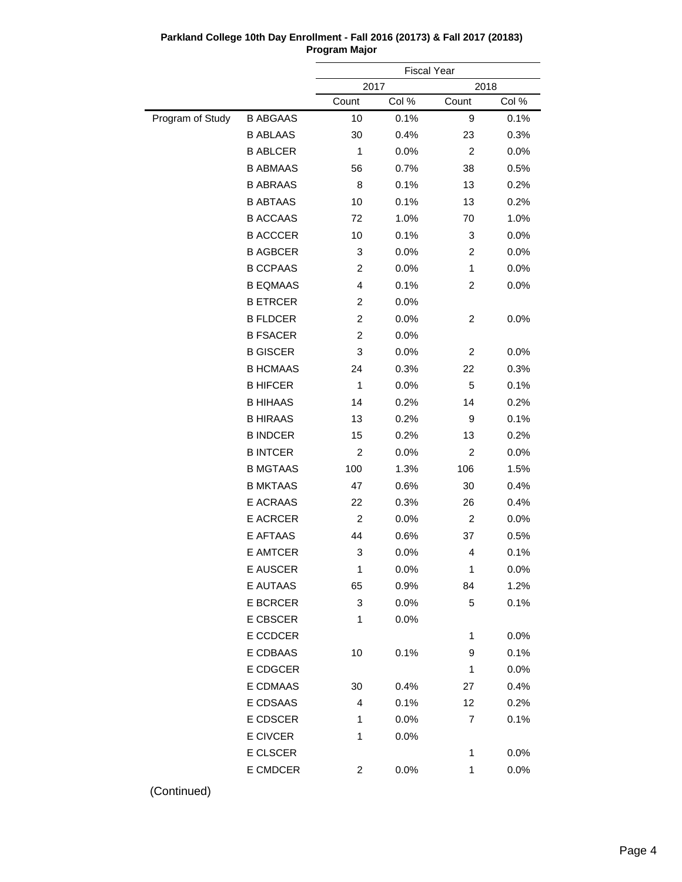**Parkland College 10th Day Enrollment - Fall 2016 (20173) & Fall 2017 (20183)**
**Program Major**

| | | Fiscal Year | | | |
|---|---|---|---|---|---|
| | | 2017 | | 2018 | |
| | | Count | Col % | Count | Col % |
| Program of Study | B ABGAAS | 10 | 0.1% | 9 | 0.1% |
| | B ABLAAS | 30 | 0.4% | 23 | 0.3% |
| | B ABLCER | 1 | 0.0% | 2 | 0.0% |
| | B ABMAAS | 56 | 0.7% | 38 | 0.5% |
| | B ABRAAS | 8 | 0.1% | 13 | 0.2% |
| | B ABTAAS | 10 | 0.1% | 13 | 0.2% |
| | B ACCAAS | 72 | 1.0% | 70 | 1.0% |
| | B ACCCER | 10 | 0.1% | 3 | 0.0% |
| | B AGBCER | 3 | 0.0% | 2 | 0.0% |
| | B CCPAAS | 2 | 0.0% | 1 | 0.0% |
| | B EQMAAS | 4 | 0.1% | 2 | 0.0% |
| | B ETRCER | 2 | 0.0% | | |
| | B FLDCER | 2 | 0.0% | 2 | 0.0% |
| | B FSACER | 2 | 0.0% | | |
| | B GISCER | 3 | 0.0% | 2 | 0.0% |
| | B HCMAAS | 24 | 0.3% | 22 | 0.3% |
| | B HIFCER | 1 | 0.0% | 5 | 0.1% |
| | B HIHAAS | 14 | 0.2% | 14 | 0.2% |
| | B HIRAAS | 13 | 0.2% | 9 | 0.1% |
| | B INDCER | 15 | 0.2% | 13 | 0.2% |
| | B INTCER | 2 | 0.0% | 2 | 0.0% |
| | B MGTAAS | 100 | 1.3% | 106 | 1.5% |
| | B MKTAAS | 47 | 0.6% | 30 | 0.4% |
| | E ACRAAS | 22 | 0.3% | 26 | 0.4% |
| | E ACRCER | 2 | 0.0% | 2 | 0.0% |
| | E AFTAAS | 44 | 0.6% | 37 | 0.5% |
| | E AMTCER | 3 | 0.0% | 4 | 0.1% |
| | E AUSCER | 1 | 0.0% | 1 | 0.0% |
| | E AUTAAS | 65 | 0.9% | 84 | 1.2% |
| | E BCRCER | 3 | 0.0% | 5 | 0.1% |
| | E CBSCER | 1 | 0.0% | | |
| | E CCDCER | | | 1 | 0.0% |
| | E CDBAAS | 10 | 0.1% | 9 | 0.1% |
| | E CDGCER | | | 1 | 0.0% |
| | E CDMAAS | 30 | 0.4% | 27 | 0.4% |
| | E CDSAAS | 4 | 0.1% | 12 | 0.2% |
| | E CDSCER | 1 | 0.0% | 7 | 0.1% |
| | E CIVCER | 1 | 0.0% | | |
| | E CLSCER | | | 1 | 0.0% |
| | E CMDCER | 2 | 0.0% | 1 | 0.0% |

(Continued)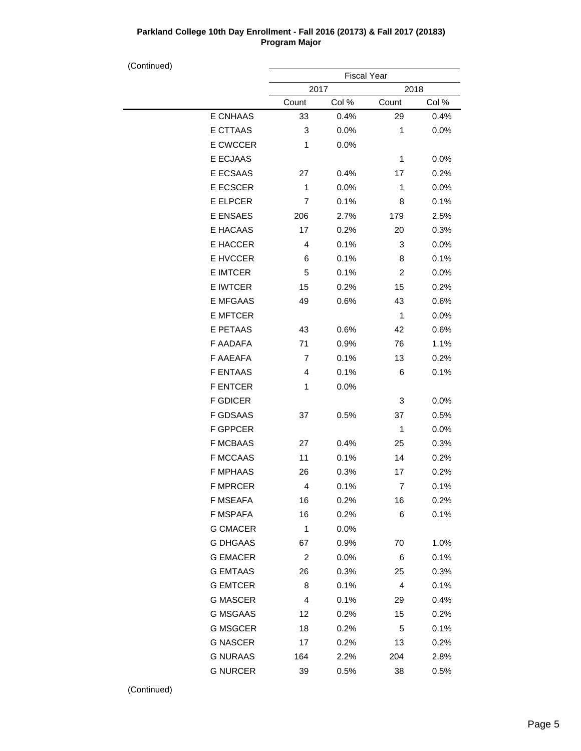**Parkland College 10th Day Enrollment - Fall 2016 (20173) & Fall 2017 (20183)**
**Program Major**

(Continued)

| | Fiscal Year | | | |
|---|---|---|---|---|
| | 2017 | | 2018 | |
| | Count | Col % | Count | Col % |
| E CNHAAS | 33 | 0.4% | 29 | 0.4% |
| E CTTAAS | 3 | 0.0% | 1 | 0.0% |
| E CWCCER | 1 | 0.0% | | |
| E ECJAAS | | | 1 | 0.0% |
| E ECSAAS | 27 | 0.4% | 17 | 0.2% |
| E ECSCER | 1 | 0.0% | 1 | 0.0% |
| E ELPCER | 7 | 0.1% | 8 | 0.1% |
| E ENSAES | 206 | 2.7% | 179 | 2.5% |
| E HACAAS | 17 | 0.2% | 20 | 0.3% |
| E HACCER | 4 | 0.1% | 3 | 0.0% |
| E HVCCER | 6 | 0.1% | 8 | 0.1% |
| E IMTCER | 5 | 0.1% | 2 | 0.0% |
| E IWTCER | 15 | 0.2% | 15 | 0.2% |
| E MFGAAS | 49 | 0.6% | 43 | 0.6% |
| E MFTCER | | | 1 | 0.0% |
| E PETAAS | 43 | 0.6% | 42 | 0.6% |
| F AADAFA | 71 | 0.9% | 76 | 1.1% |
| F AAEAFA | 7 | 0.1% | 13 | 0.2% |
| F ENTAAS | 4 | 0.1% | 6 | 0.1% |
| F ENTCER | 1 | 0.0% | | |
| F GDICER | | | 3 | 0.0% |
| F GDSAAS | 37 | 0.5% | 37 | 0.5% |
| F GPPCER | | | 1 | 0.0% |
| F MCBAAS | 27 | 0.4% | 25 | 0.3% |
| F MCCAAS | 11 | 0.1% | 14 | 0.2% |
| F MPHAAS | 26 | 0.3% | 17 | 0.2% |
| F MPRCER | 4 | 0.1% | 7 | 0.1% |
| F MSEAFA | 16 | 0.2% | 16 | 0.2% |
| F MSPAFA | 16 | 0.2% | 6 | 0.1% |
| G CMACER | 1 | 0.0% | | |
| G DHGAAS | 67 | 0.9% | 70 | 1.0% |
| G EMACER | 2 | 0.0% | 6 | 0.1% |
| G EMTAAS | 26 | 0.3% | 25 | 0.3% |
| G EMTCER | 8 | 0.1% | 4 | 0.1% |
| G MASCER | 4 | 0.1% | 29 | 0.4% |
| G MSGAAS | 12 | 0.2% | 15 | 0.2% |
| G MSGCER | 18 | 0.2% | 5 | 0.1% |
| G NASCER | 17 | 0.2% | 13 | 0.2% |
| G NURAAS | 164 | 2.2% | 204 | 2.8% |
| G NURCER | 39 | 0.5% | 38 | 0.5% |

(Continued)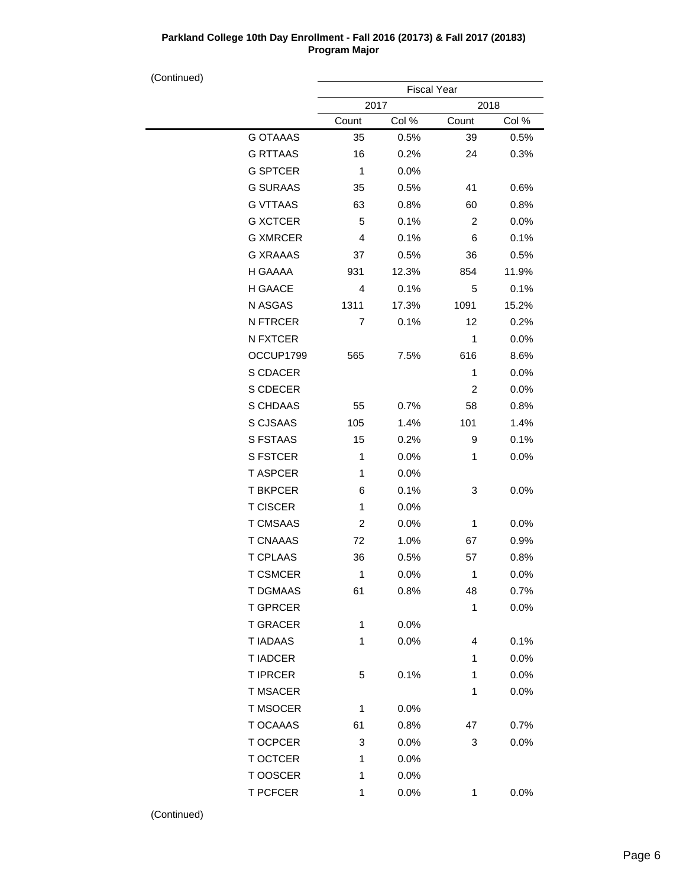**Parkland College 10th Day Enrollment - Fall 2016 (20173) & Fall 2017 (20183)**
**Program Major**

(Continued)

| | Fiscal Year | | | |
|---|---|---|---|---|
| | 2017 | | 2018 | |
| | Count | Col % | Count | Col % |
| G OTAAAS | 35 | 0.5% | 39 | 0.5% |
| G RTTAAS | 16 | 0.2% | 24 | 0.3% |
| G SPTCER | 1 | 0.0% | | |
| G SURAAS | 35 | 0.5% | 41 | 0.6% |
| G VTTAAS | 63 | 0.8% | 60 | 0.8% |
| G XCTCER | 5 | 0.1% | 2 | 0.0% |
| G XMRCER | 4 | 0.1% | 6 | 0.1% |
| G XRAAAS | 37 | 0.5% | 36 | 0.5% |
| H GAAAA | 931 | 12.3% | 854 | 11.9% |
| H GAACE | 4 | 0.1% | 5 | 0.1% |
| N ASGAS | 1311 | 17.3% | 1091 | 15.2% |
| N FTRCER | 7 | 0.1% | 12 | 0.2% |
| N FXTCER | | | 1 | 0.0% |
| OCCUP1799 | 565 | 7.5% | 616 | 8.6% |
| S CDACER | | | 1 | 0.0% |
| S CDECER | | | 2 | 0.0% |
| S CHDAAS | 55 | 0.7% | 58 | 0.8% |
| S CJSAAS | 105 | 1.4% | 101 | 1.4% |
| S FSTAAS | 15 | 0.2% | 9 | 0.1% |
| S FSTCER | 1 | 0.0% | 1 | 0.0% |
| T ASPCER | 1 | 0.0% | | |
| T BKPCER | 6 | 0.1% | 3 | 0.0% |
| T CISCER | 1 | 0.0% | | |
| T CMSAAS | 2 | 0.0% | 1 | 0.0% |
| T CNAAAS | 72 | 1.0% | 67 | 0.9% |
| T CPLAAS | 36 | 0.5% | 57 | 0.8% |
| T CSMCER | 1 | 0.0% | 1 | 0.0% |
| T DGMAAS | 61 | 0.8% | 48 | 0.7% |
| T GPRCER | | | 1 | 0.0% |
| T GRACER | 1 | 0.0% | | |
| T IADAAS | 1 | 0.0% | 4 | 0.1% |
| T IADCER | | | 1 | 0.0% |
| T IPRCER | 5 | 0.1% | 1 | 0.0% |
| T MSACER | | | 1 | 0.0% |
| T MSOCER | 1 | 0.0% | | |
| T OCAAAS | 61 | 0.8% | 47 | 0.7% |
| T OCPCER | 3 | 0.0% | 3 | 0.0% |
| T OCTCER | 1 | 0.0% | | |
| T OOSCER | 1 | 0.0% | | |
| T PCFCER | 1 | 0.0% | 1 | 0.0% |

(Continued)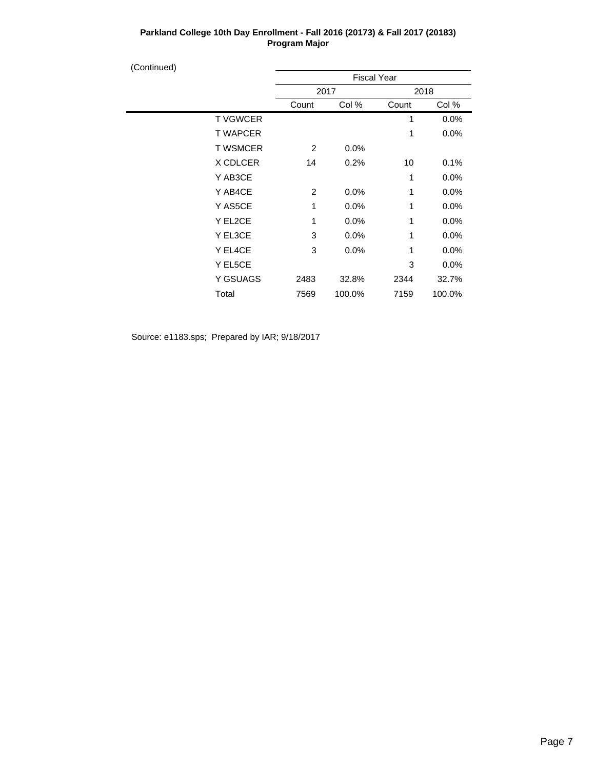**Parkland College 10th Day Enrollment - Fall 2016 (20173) & Fall 2017 (20183)**
**Program Major**

(Continued)

| | Fiscal Year | | | |
|---|---|---|---|---|
| | 2017 | | 2018 | |
| | Count | Col % | Count | Col % |
| T VGWCER | | | 1 | 0.0% |
| T WAPCER | | | 1 | 0.0% |
| T WSMCER | 2 | 0.0% | | |
| X CDLCER | 14 | 0.2% | 10 | 0.1% |
| Y AB3CE | | | 1 | 0.0% |
| Y AB4CE | 2 | 0.0% | 1 | 0.0% |
| Y AS5CE | 1 | 0.0% | 1 | 0.0% |
| Y EL2CE | 1 | 0.0% | 1 | 0.0% |
| Y EL3CE | 3 | 0.0% | 1 | 0.0% |
| Y EL4CE | 3 | 0.0% | 1 | 0.0% |
| Y EL5CE | | | 3 | 0.0% |
| Y GSUAGS | 2483 | 32.8% | 2344 | 32.7% |
| Total | 7569 | 100.0% | 7159 | 100.0% |

Source: e1183.sps; Prepared by IAR; 9/18/2017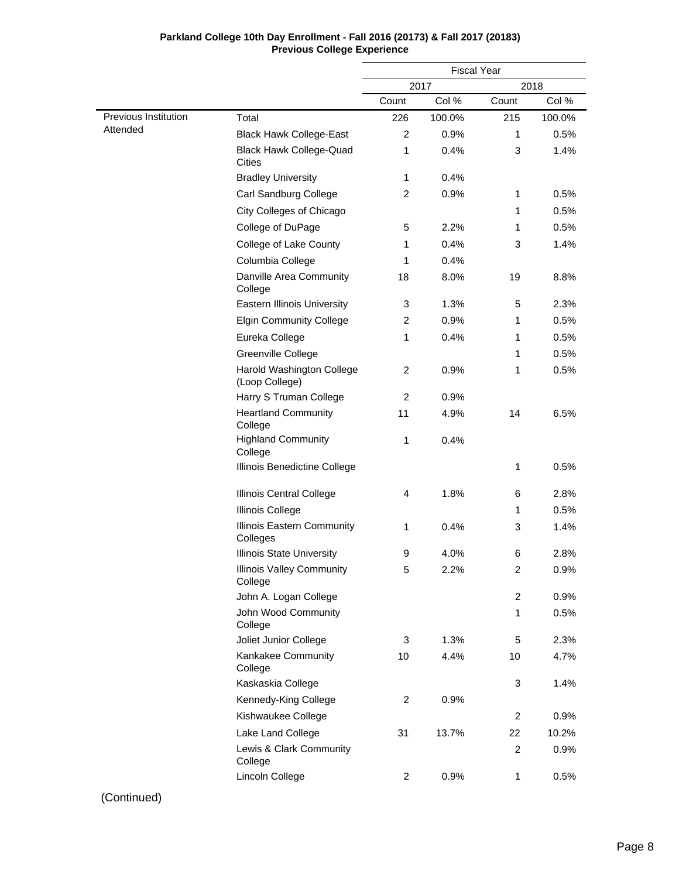**Parkland College 10th Day Enrollment - Fall 2016 (20173) & Fall 2017 (20183)**
**Previous College Experience**

| | | Fiscal Year | | | |
|---|---|---|---|---|---|
| | | 2017 | | 2018 | |
| | | Count | Col % | Count | Col % |
| Previous Institution Attended | Total | 226 | 100.0% | 215 | 100.0% |
| | Black Hawk College-East | 2 | 0.9% | 1 | 0.5% |
| | Black Hawk College-Quad Cities | 1 | 0.4% | 3 | 1.4% |
| | Bradley University | 1 | 0.4% | | |
| | Carl Sandburg College | 2 | 0.9% | 1 | 0.5% |
| | City Colleges of Chicago | | | 1 | 0.5% |
| | College of DuPage | 5 | 2.2% | 1 | 0.5% |
| | College of Lake County | 1 | 0.4% | 3 | 1.4% |
| | Columbia College | 1 | 0.4% | | |
| | Danville Area Community College | 18 | 8.0% | 19 | 8.8% |
| | Eastern Illinois University | 3 | 1.3% | 5 | 2.3% |
| | Elgin Community College | 2 | 0.9% | 1 | 0.5% |
| | Eureka College | 1 | 0.4% | 1 | 0.5% |
| | Greenville College | | | 1 | 0.5% |
| | Harold Washington College (Loop College) | 2 | 0.9% | 1 | 0.5% |
| | Harry S Truman College | 2 | 0.9% | | |
| | Heartland Community College | 11 | 4.9% | 14 | 6.5% |
| | Highland Community College | 1 | 0.4% | | |
| | Illinois Benedictine College | | | 1 | 0.5% |
| | Illinois Central College | 4 | 1.8% | 6 | 2.8% |
| | Illinois College | | | 1 | 0.5% |
| | Illinois Eastern Community Colleges | 1 | 0.4% | 3 | 1.4% |
| | Illinois State University | 9 | 4.0% | 6 | 2.8% |
| | Illinois Valley Community College | 5 | 2.2% | 2 | 0.9% |
| | John A. Logan College | | | 2 | 0.9% |
| | John Wood Community College | | | 1 | 0.5% |
| | Joliet Junior College | 3 | 1.3% | 5 | 2.3% |
| | Kankakee Community College | 10 | 4.4% | 10 | 4.7% |
| | Kaskaskia College | | | 3 | 1.4% |
| | Kennedy-King College | 2 | 0.9% | | |
| | Kishwaukee College | | | 2 | 0.9% |
| | Lake Land College | 31 | 13.7% | 22 | 10.2% |
| | Lewis & Clark Community College | | | 2 | 0.9% |
| | Lincoln College | 2 | 0.9% | 1 | 0.5% |

(Continued)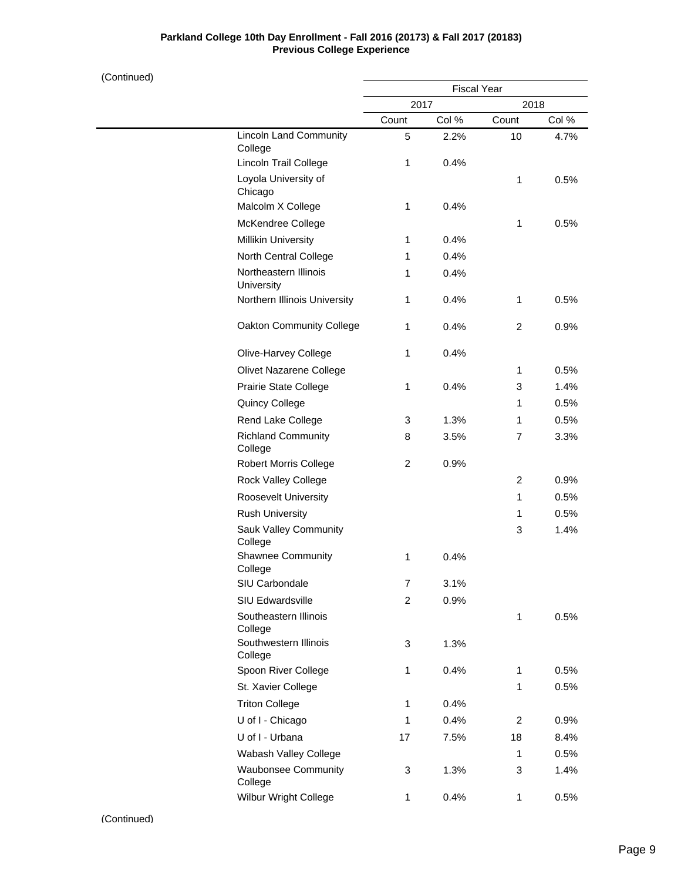**Parkland College 10th Day Enrollment - Fall 2016 (20173) & Fall 2017 (20183)**
**Previous College Experience**

(Continued)

| | Fiscal Year | | | |
|---|---|---|---|---|
| | 2017 | | 2018 | |
| | Count | Col % | Count | Col % |
| Lincoln Land Community College | 5 | 2.2% | 10 | 4.7% |
| Lincoln Trail College | 1 | 0.4% | | |
| Loyola University of Chicago | | | 1 | 0.5% |
| Malcolm X College | 1 | 0.4% | | |
| McKendree College | | | 1 | 0.5% |
| Millikin University | 1 | 0.4% | | |
| North Central College | 1 | 0.4% | | |
| Northeastern Illinois University | 1 | 0.4% | | |
| Northern Illinois University | 1 | 0.4% | 1 | 0.5% |
| Oakton Community College | 1 | 0.4% | 2 | 0.9% |
| Olive-Harvey College | 1 | 0.4% | | |
| Olivet Nazarene College | | | 1 | 0.5% |
| Prairie State College | 1 | 0.4% | 3 | 1.4% |
| Quincy College | | | 1 | 0.5% |
| Rend Lake College | 3 | 1.3% | 1 | 0.5% |
| Richland Community College | 8 | 3.5% | 7 | 3.3% |
| Robert Morris College | 2 | 0.9% | | |
| Rock Valley College | | | 2 | 0.9% |
| Roosevelt University | | | 1 | 0.5% |
| Rush University | | | 1 | 0.5% |
| Sauk Valley Community College | | | 3 | 1.4% |
| Shawnee Community College | 1 | 0.4% | | |
| SIU Carbondale | 7 | 3.1% | | |
| SIU Edwardsville | 2 | 0.9% | | |
| Southeastern Illinois College | | | 1 | 0.5% |
| Southwestern Illinois College | 3 | 1.3% | | |
| Spoon River College | 1 | 0.4% | 1 | 0.5% |
| St. Xavier College | | | 1 | 0.5% |
| Triton College | 1 | 0.4% | | |
| U of I - Chicago | 1 | 0.4% | 2 | 0.9% |
| U of I - Urbana | 17 | 7.5% | 18 | 8.4% |
| Wabash Valley College | | | 1 | 0.5% |
| Waubonsee Community College | 3 | 1.3% | 3 | 1.4% |
| Wilbur Wright College | 1 | 0.4% | 1 | 0.5% |

(Continued)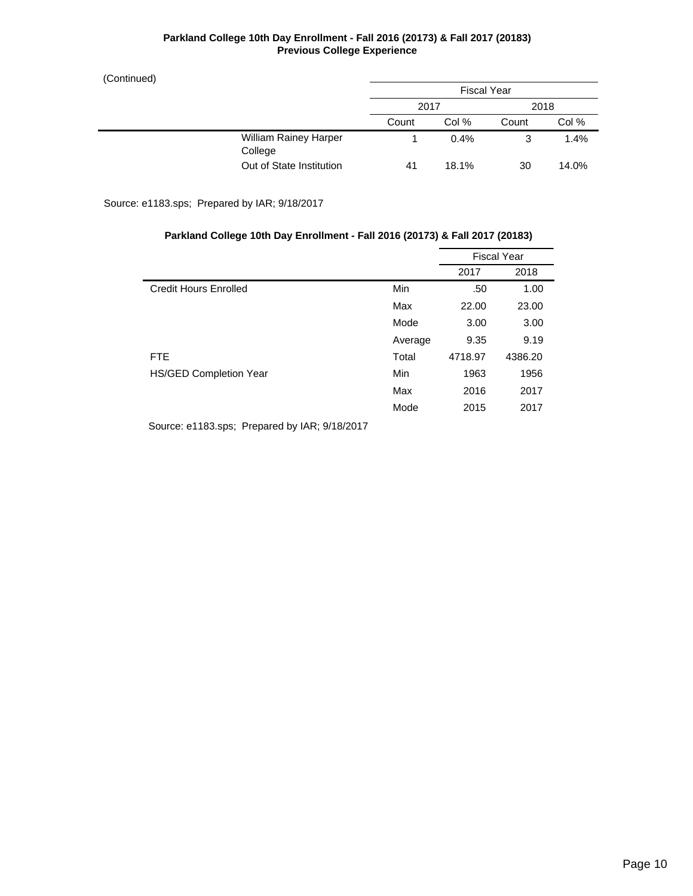**Parkland College 10th Day Enrollment - Fall 2016 (20173) & Fall 2017 (20183)**
**Previous College Experience**

(Continued)

| | Fiscal Year | | | |
|---|---|---|---|---|
| | 2017 | | 2018 | |
| | Count | Col % | Count | Col % |
| William Rainey Harper College | 1 | 0.4% | 3 | 1.4% |
| Out of State Institution | 41 | 18.1% | 30 | 14.0% |

Source: e1183.sps; Prepared by IAR; 9/18/2017

**Parkland College 10th Day Enrollment - Fall 2016 (20173) & Fall 2017 (20183)**

| | | Fiscal Year | |
|---|---|---|---|
| | | 2017 | 2018 |
| Credit Hours Enrolled | Min | .50 | 1.00 |
| | Max | 22.00 | 23.00 |
| | Mode | 3.00 | 3.00 |
| | Average | 9.35 | 9.19 |
| FTE | Total | 4718.97 | 4386.20 |
| HS/GED Completion Year | Min | 1963 | 1956 |
| | Max | 2016 | 2017 |
| | Mode | 2015 | 2017 |

Source: e1183.sps; Prepared by IAR; 9/18/2017